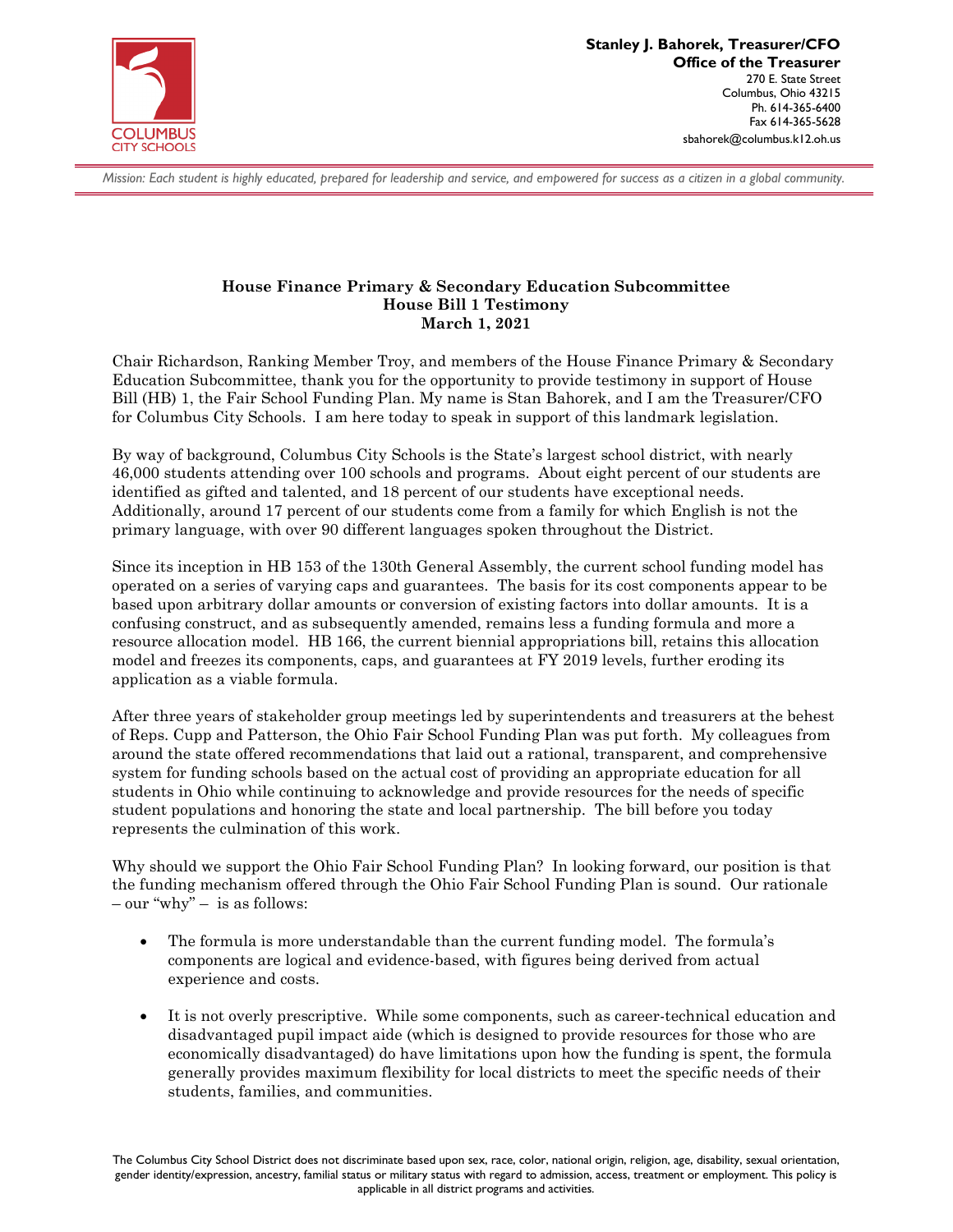**Stanley J. Bahorek, Treasurer/CFO**
**Office of the Treasurer**
270 E. State Street
Columbus, Ohio 43215
Ph. 614-365-6400
Fax 614-365-5628
sbahorek@columbus.k12.oh.us

COLUMBUS CITY SCHOOLS

*Mission: Each student is highly educated, prepared for leadership and service, and empowered for success as a citizen in a global community.*

**House Finance Primary & Secondary Education Subcommittee**
**House Bill 1 Testimony**
**March 1, 2021**

Chair Richardson, Ranking Member Troy, and members of the House Finance Primary & Secondary Education Subcommittee, thank you for the opportunity to provide testimony in support of House Bill (HB) 1, the Fair School Funding Plan. My name is Stan Bahorek, and I am the Treasurer/CFO for Columbus City Schools. I am here today to speak in support of this landmark legislation.

By way of background, Columbus City Schools is the State's largest school district, with nearly 46,000 students attending over 100 schools and programs. About eight percent of our students are identified as gifted and talented, and 18 percent of our students have exceptional needs. Additionally, around 17 percent of our students come from a family for which English is not the primary language, with over 90 different languages spoken throughout the District.

Since its inception in HB 153 of the 130th General Assembly, the current school funding model has operated on a series of varying caps and guarantees. The basis for its cost components appear to be based upon arbitrary dollar amounts or conversion of existing factors into dollar amounts. It is a confusing construct, and as subsequently amended, remains less a funding formula and more a resource allocation model. HB 166, the current biennial appropriations bill, retains this allocation model and freezes its components, caps, and guarantees at FY 2019 levels, further eroding its application as a viable formula.

After three years of stakeholder group meetings led by superintendents and treasurers at the behest of Reps. Cupp and Patterson, the Ohio Fair School Funding Plan was put forth. My colleagues from around the state offered recommendations that laid out a rational, transparent, and comprehensive system for funding schools based on the actual cost of providing an appropriate education for all students in Ohio while continuing to acknowledge and provide resources for the needs of specific student populations and honoring the state and local partnership. The bill before you today represents the culmination of this work.

Why should we support the Ohio Fair School Funding Plan? In looking forward, our position is that the funding mechanism offered through the Ohio Fair School Funding Plan is sound. Our rationale – our "why" – is as follows:

- The formula is more understandable than the current funding model. The formula's components are logical and evidence-based, with figures being derived from actual experience and costs.
- It is not overly prescriptive. While some components, such as career-technical education and disadvantaged pupil impact aide (which is designed to provide resources for those who are economically disadvantaged) do have limitations upon how the funding is spent, the formula generally provides maximum flexibility for local districts to meet the specific needs of their students, families, and communities.

The Columbus City School District does not discriminate based upon sex, race, color, national origin, religion, age, disability, sexual orientation, gender identity/expression, ancestry, familial status or military status with regard to admission, access, treatment or employment. This policy is applicable in all district programs and activities.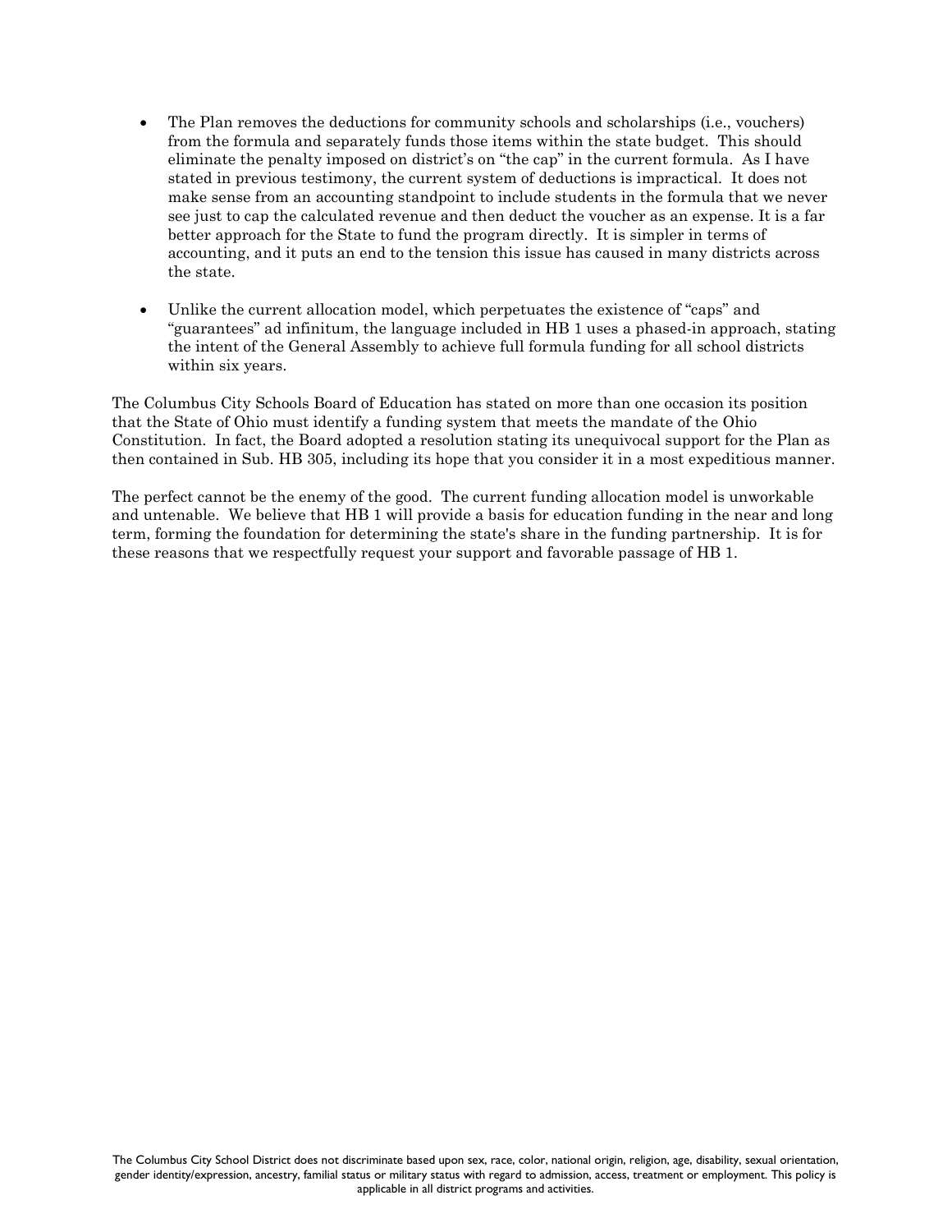- The Plan removes the deductions for community schools and scholarships (i.e., vouchers) from the formula and separately funds those items within the state budget. This should eliminate the penalty imposed on district's on "the cap" in the current formula. As I have stated in previous testimony, the current system of deductions is impractical. It does not make sense from an accounting standpoint to include students in the formula that we never see just to cap the calculated revenue and then deduct the voucher as an expense. It is a far better approach for the State to fund the program directly. It is simpler in terms of accounting, and it puts an end to the tension this issue has caused in many districts across the state.

- Unlike the current allocation model, which perpetuates the existence of "caps" and "guarantees" ad infinitum, the language included in HB 1 uses a phased-in approach, stating the intent of the General Assembly to achieve full formula funding for all school districts within six years.

The Columbus City Schools Board of Education has stated on more than one occasion its position that the State of Ohio must identify a funding system that meets the mandate of the Ohio Constitution. In fact, the Board adopted a resolution stating its unequivocal support for the Plan as then contained in Sub. HB 305, including its hope that you consider it in a most expeditious manner.

The perfect cannot be the enemy of the good. The current funding allocation model is unworkable and untenable. We believe that HB 1 will provide a basis for education funding in the near and long term, forming the foundation for determining the state's share in the funding partnership. It is for these reasons that we respectfully request your support and favorable passage of HB 1.

The Columbus City School District does not discriminate based upon sex, race, color, national origin, religion, age, disability, sexual orientation, gender identity/expression, ancestry, familial status or military status with regard to admission, access, treatment or employment. This policy is applicable in all district programs and activities.